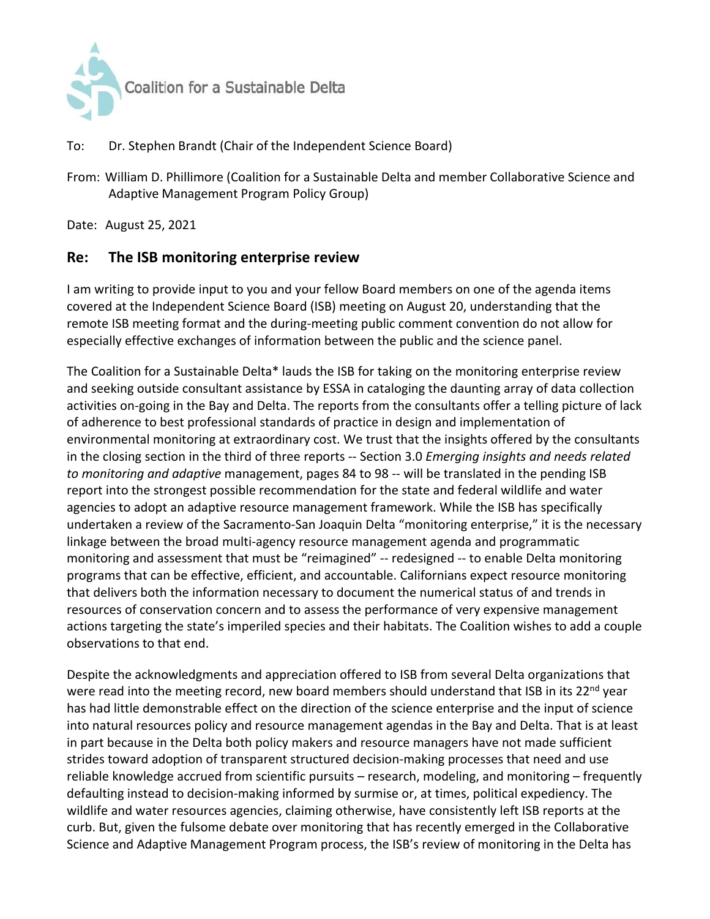Coalition for a Sustainable Delta

To: Dr. Stephen Brandt (Chair of the Independent Science Board)

From: William D. Phillimore (Coalition for a Sustainable Delta and member Collaborative Science and Adaptive Management Program Policy Group)

Date: August 25, 2021

## Re: The ISB monitoring enterprise review

I am writing to provide input to you and your fellow Board members on one of the agenda items covered at the Independent Science Board (ISB) meeting on August 20, understanding that the remote ISB meeting format and the during-meeting public comment convention do not allow for especially effective exchanges of information between the public and the science panel.

The Coalition for a Sustainable Delta* lauds the ISB for taking on the monitoring enterprise review and seeking outside consultant assistance by ESSA in cataloging the daunting array of data collection activities on-going in the Bay and Delta. The reports from the consultants offer a telling picture of lack of adherence to best professional standards of practice in design and implementation of environmental monitoring at extraordinary cost. We trust that the insights offered by the consultants in the closing section in the third of three reports -- Section 3.0 *Emerging insights and needs related to monitoring and adaptive* management, pages 84 to 98 -- will be translated in the pending ISB report into the strongest possible recommendation for the state and federal wildlife and water agencies to adopt an adaptive resource management framework. While the ISB has specifically undertaken a review of the Sacramento-San Joaquin Delta "monitoring enterprise," it is the necessary linkage between the broad multi-agency resource management agenda and programmatic monitoring and assessment that must be "reimagined" -- redesigned -- to enable Delta monitoring programs that can be effective, efficient, and accountable. Californians expect resource monitoring that delivers both the information necessary to document the numerical status of and trends in resources of conservation concern and to assess the performance of very expensive management actions targeting the state's imperiled species and their habitats. The Coalition wishes to add a couple observations to that end.

Despite the acknowledgments and appreciation offered to ISB from several Delta organizations that were read into the meeting record, new board members should understand that ISB in its 22nd year has had little demonstrable effect on the direction of the science enterprise and the input of science into natural resources policy and resource management agendas in the Bay and Delta. That is at least in part because in the Delta both policy makers and resource managers have not made sufficient strides toward adoption of transparent structured decision-making processes that need and use reliable knowledge accrued from scientific pursuits – research, modeling, and monitoring – frequently defaulting instead to decision-making informed by surmise or, at times, political expediency. The wildlife and water resources agencies, claiming otherwise, have consistently left ISB reports at the curb. But, given the fulsome debate over monitoring that has recently emerged in the Collaborative Science and Adaptive Management Program process, the ISB's review of monitoring in the Delta has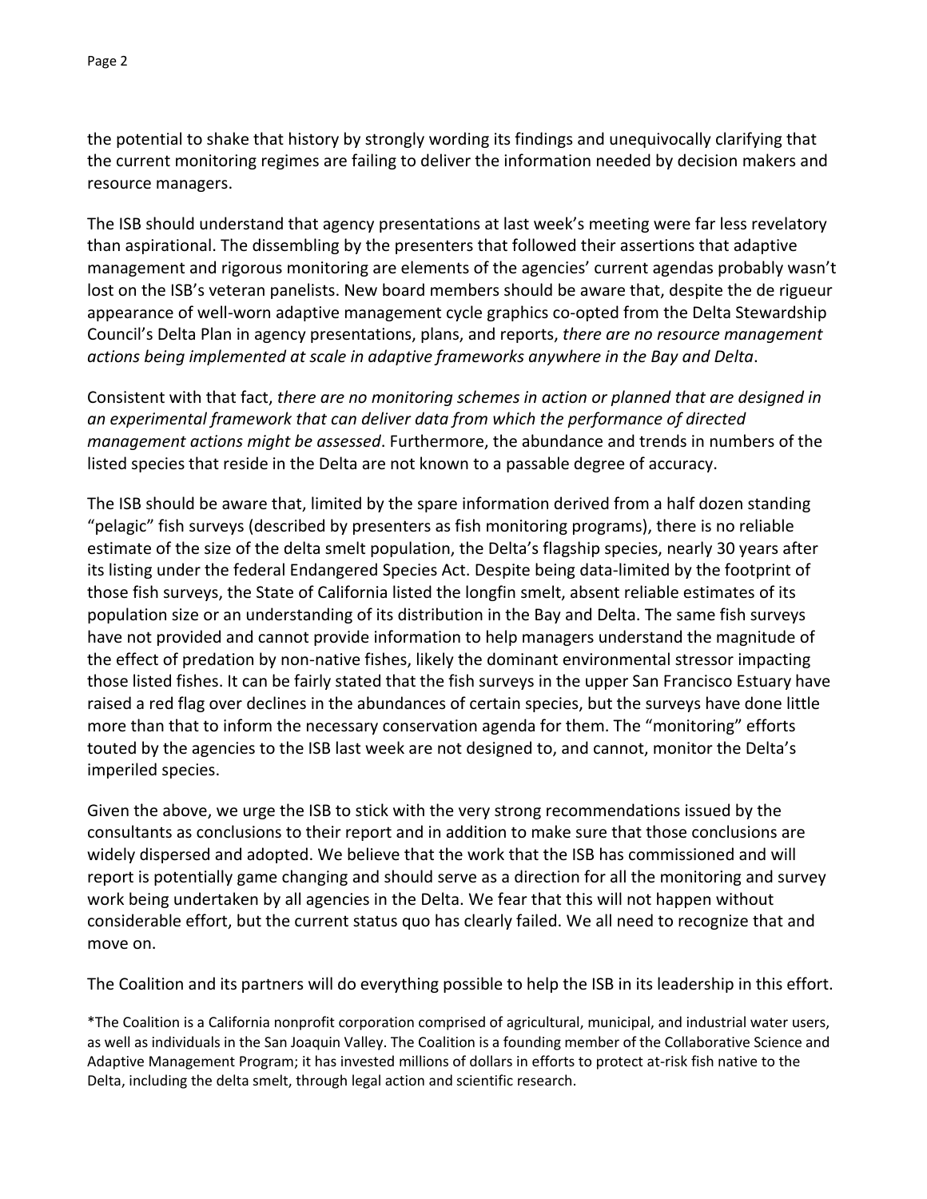the potential to shake that history by strongly wording its findings and unequivocally clarifying that the current monitoring regimes are failing to deliver the information needed by decision makers and resource managers.

The ISB should understand that agency presentations at last week's meeting were far less revelatory than aspirational. The dissembling by the presenters that followed their assertions that adaptive management and rigorous monitoring are elements of the agencies' current agendas probably wasn't lost on the ISB's veteran panelists. New board members should be aware that, despite the de rigueur appearance of well-worn adaptive management cycle graphics co-opted from the Delta Stewardship Council's Delta Plan in agency presentations, plans, and reports, *there are no resource management actions being implemented at scale in adaptive frameworks anywhere in the Bay and Delta*.

Consistent with that fact, *there are no monitoring schemes in action or planned that are designed in an experimental framework that can deliver data from which the performance of directed management actions might be assessed*. Furthermore, the abundance and trends in numbers of the listed species that reside in the Delta are not known to a passable degree of accuracy.

The ISB should be aware that, limited by the spare information derived from a half dozen standing "pelagic" fish surveys (described by presenters as fish monitoring programs), there is no reliable estimate of the size of the delta smelt population, the Delta's flagship species, nearly 30 years after its listing under the federal Endangered Species Act. Despite being data-limited by the footprint of those fish surveys, the State of California listed the longfin smelt, absent reliable estimates of its population size or an understanding of its distribution in the Bay and Delta. The same fish surveys have not provided and cannot provide information to help managers understand the magnitude of the effect of predation by non-native fishes, likely the dominant environmental stressor impacting those listed fishes. It can be fairly stated that the fish surveys in the upper San Francisco Estuary have raised a red flag over declines in the abundances of certain species, but the surveys have done little more than that to inform the necessary conservation agenda for them. The "monitoring" efforts touted by the agencies to the ISB last week are not designed to, and cannot, monitor the Delta's imperiled species.

Given the above, we urge the ISB to stick with the very strong recommendations issued by the consultants as conclusions to their report and in addition to make sure that those conclusions are widely dispersed and adopted. We believe that the work that the ISB has commissioned and will report is potentially game changing and should serve as a direction for all the monitoring and survey work being undertaken by all agencies in the Delta. We fear that this will not happen without considerable effort, but the current status quo has clearly failed. We all need to recognize that and move on.

The Coalition and its partners will do everything possible to help the ISB in its leadership in this effort.

*The Coalition is a California nonprofit corporation comprised of agricultural, municipal, and industrial water users, as well as individuals in the San Joaquin Valley. The Coalition is a founding member of the Collaborative Science and Adaptive Management Program; it has invested millions of dollars in efforts to protect at-risk fish native to the Delta, including the delta smelt, through legal action and scientific research.